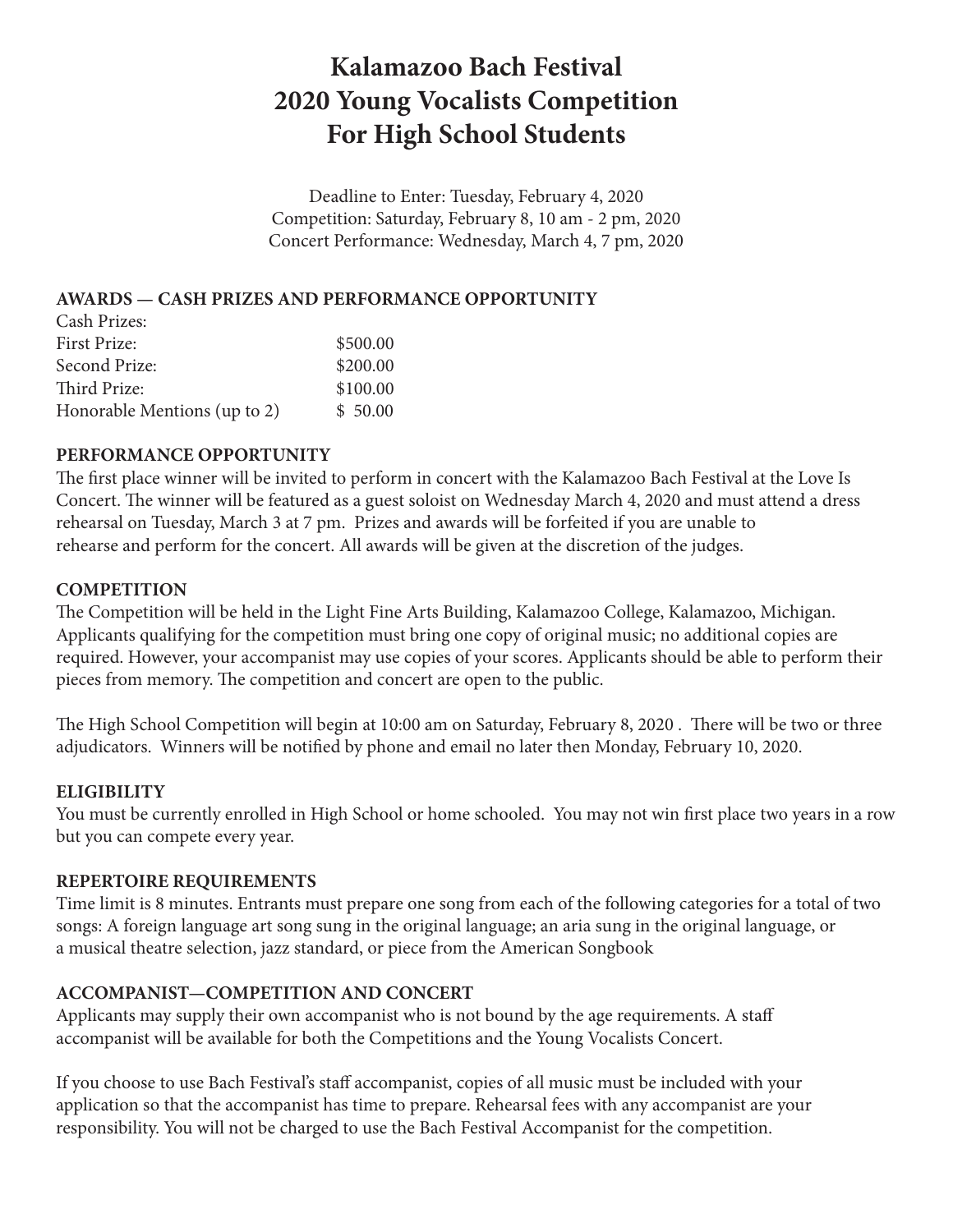# Kalamazoo Bach Festival
# 2020 Young Vocalists Competition
# For High School Students

Deadline to Enter: Tuesday, February 4, 2020
Competition: Saturday, February 8, 10 am - 2 pm, 2020
Concert Performance: Wednesday, March 4, 7 pm, 2020

## AWARDS — CASH PRIZES AND PERFORMANCE OPPORTUNITY

| Cash Prizes: | |
|---|---|
| First Prize: | $500.00 |
| Second Prize: | $200.00 |
| Third Prize: | $100.00 |
| Honorable Mentions (up to 2) | $ 50.00 |

## PERFORMANCE OPPORTUNITY

The first place winner will be invited to perform in concert with the Kalamazoo Bach Festival at the Love Is Concert. The winner will be featured as a guest soloist on Wednesday March 4, 2020 and must attend a dress rehearsal on Tuesday, March 3 at 7 pm. Prizes and awards will be forfeited if you are unable to rehearse and perform for the concert. All awards will be given at the discretion of the judges.

## COMPETITION

The Competition will be held in the Light Fine Arts Building, Kalamazoo College, Kalamazoo, Michigan. Applicants qualifying for the competition must bring one copy of original music; no additional copies are required. However, your accompanist may use copies of your scores. Applicants should be able to perform their pieces from memory. The competition and concert are open to the public.

The High School Competition will begin at 10:00 am on Saturday, February 8, 2020 . There will be two or three adjudicators. Winners will be notified by phone and email no later then Monday, February 10, 2020.

## ELIGIBILITY

You must be currently enrolled in High School or home schooled. You may not win first place two years in a row but you can compete every year.

## REPERTOIRE REQUIREMENTS

Time limit is 8 minutes. Entrants must prepare one song from each of the following categories for a total of two songs: A foreign language art song sung in the original language; an aria sung in the original language, or a musical theatre selection, jazz standard, or piece from the American Songbook

## ACCOMPANIST—COMPETITION AND CONCERT

Applicants may supply their own accompanist who is not bound by the age requirements. A staff accompanist will be available for both the Competitions and the Young Vocalists Concert.

If you choose to use Bach Festival's staff accompanist, copies of all music must be included with your application so that the accompanist has time to prepare. Rehearsal fees with any accompanist are your responsibility. You will not be charged to use the Bach Festival Accompanist for the competition.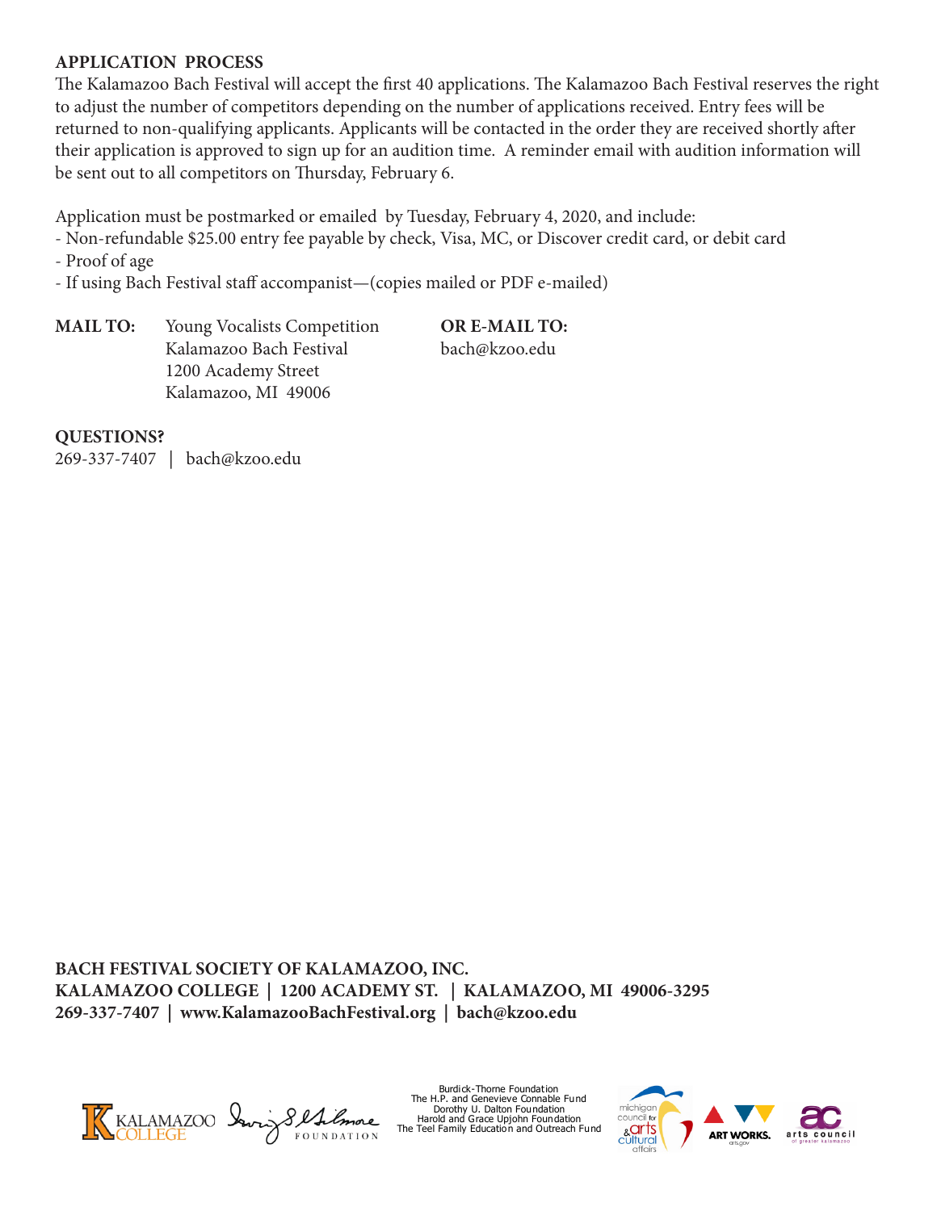## APPLICATION PROCESS

The Kalamazoo Bach Festival will accept the first 40 applications. The Kalamazoo Bach Festival reserves the right to adjust the number of competitors depending on the number of applications received. Entry fees will be returned to non-qualifying applicants. Applicants will be contacted in the order they are received shortly after their application is approved to sign up for an audition time. A reminder email with audition information will be sent out to all competitors on Thursday, February 6.

Application must be postmarked or emailed by Tuesday, February 4, 2020, and include:

- Non-refundable $25.00 entry fee payable by check, Visa, MC, or Discover credit card, or debit card
- Proof of age
- If using Bach Festival staff accompanist—(copies mailed or PDF e-mailed)

**MAIL TO:**
Young Vocalists Competition
Kalamazoo Bach Festival
1200 Academy Street
Kalamazoo, MI 49006

**OR E-MAIL TO:**
bach@kzoo.edu

**QUESTIONS?**
269-337-7407 | bach@kzoo.edu

**BACH FESTIVAL SOCIETY OF KALAMAZOO, INC.**
**KALAMAZOO COLLEGE | 1200 ACADEMY ST. | KALAMAZOO, MI 49006-3295**
**269-337-7407 | www.KalamazooBachFestival.org | bach@kzoo.edu**

Kalamazoo College
Irving S. Gilmore Foundation

Burdick-Thorne Foundation
The H.P. and Genevieve Connable Fund
Dorothy U. Dalton Foundation
Harold and Grace Upjohn Foundation
The Teel Family Education and Outreach Fund

michigan council for arts & cultural affairs
ART WORKS. arts.gov
arts council of greater kalamazoo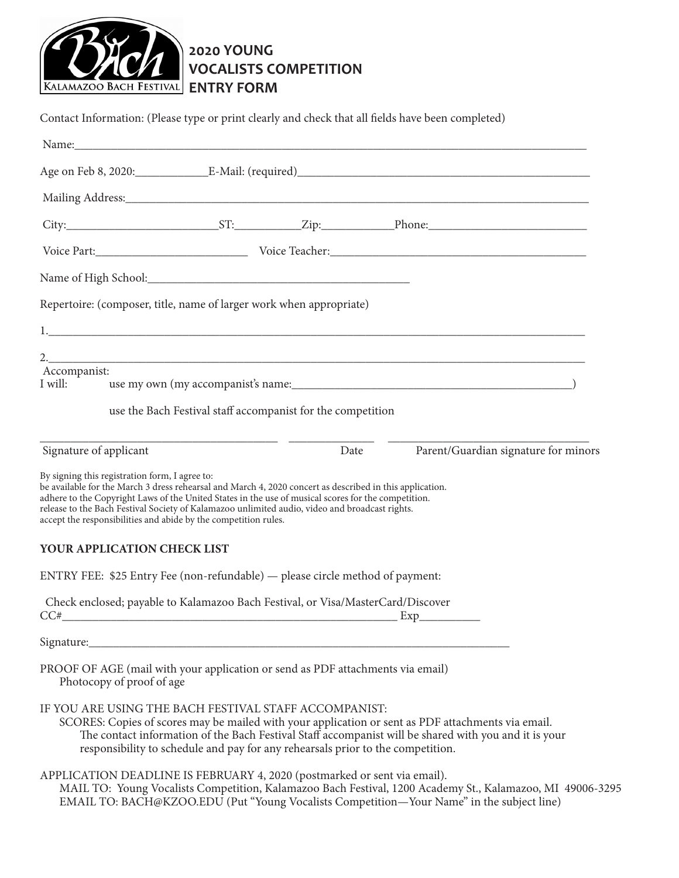# 2020 YOUNG VOCALISTS COMPETITION ENTRY FORM

Kalamazoo Bach Festival

Contact Information: (Please type or print clearly and check that all fields have been completed)

Name:______________________________________________________________________________

Age on Feb 8, 2020:____________E-Mail: (required)________________________________________

Mailing Address:_______________________________________________________________________

City:_________________________ST:___________Zip:____________Phone:__________________________

Voice Part:__________________________ Voice Teacher:___________________________________________

Name of High School:____________________________________________

Repertoire: (composer, title, name of larger work when appropriate)

1.______________________________________________________________________________________

2.______________________________________________________________________________________

Accompanist:

I will: use my own (my accompanist's name:_______________________________________________)

use the Bach Festival staff accompanist for the competition

_________________________________________ ______________ __________________________________

Signature of applicant Date Parent/Guardian signature for minors

By signing this registration form, I agree to:
be available for the March 3 dress rehearsal and March 4, 2020 concert as described in this application.
adhere to the Copyright Laws of the United States in the use of musical scores for the competition.
release to the Bach Festival Society of Kalamazoo unlimited audio, video and broadcast rights.
accept the responsibilities and abide by the competition rules.

**YOUR APPLICATION CHECK LIST**

ENTRY FEE: $25 Entry Fee (non-refundable) — please circle method of payment:

Check enclosed; payable to Kalamazoo Bach Festival, or Visa/MasterCard/Discover
CC#_________________________________________________________ Exp__________

Signature:___________________________________________________________________________

PROOF OF AGE (mail with your application or send as PDF attachments via email)
Photocopy of proof of age

IF YOU ARE USING THE BACH FESTIVAL STAFF ACCOMPANIST:
SCORES: Copies of scores may be mailed with your application or sent as PDF attachments via email. The contact information of the Bach Festival Staff accompanist will be shared with you and it is your responsibility to schedule and pay for any rehearsals prior to the competition.

APPLICATION DEADLINE IS FEBRUARY 4, 2020 (postmarked or sent via email).
MAIL TO: Young Vocalists Competition, Kalamazoo Bach Festival, 1200 Academy St., Kalamazoo, MI 49006-3295
EMAIL TO: BACH@KZOO.EDU (Put "Young Vocalists Competition—Your Name" in the subject line)